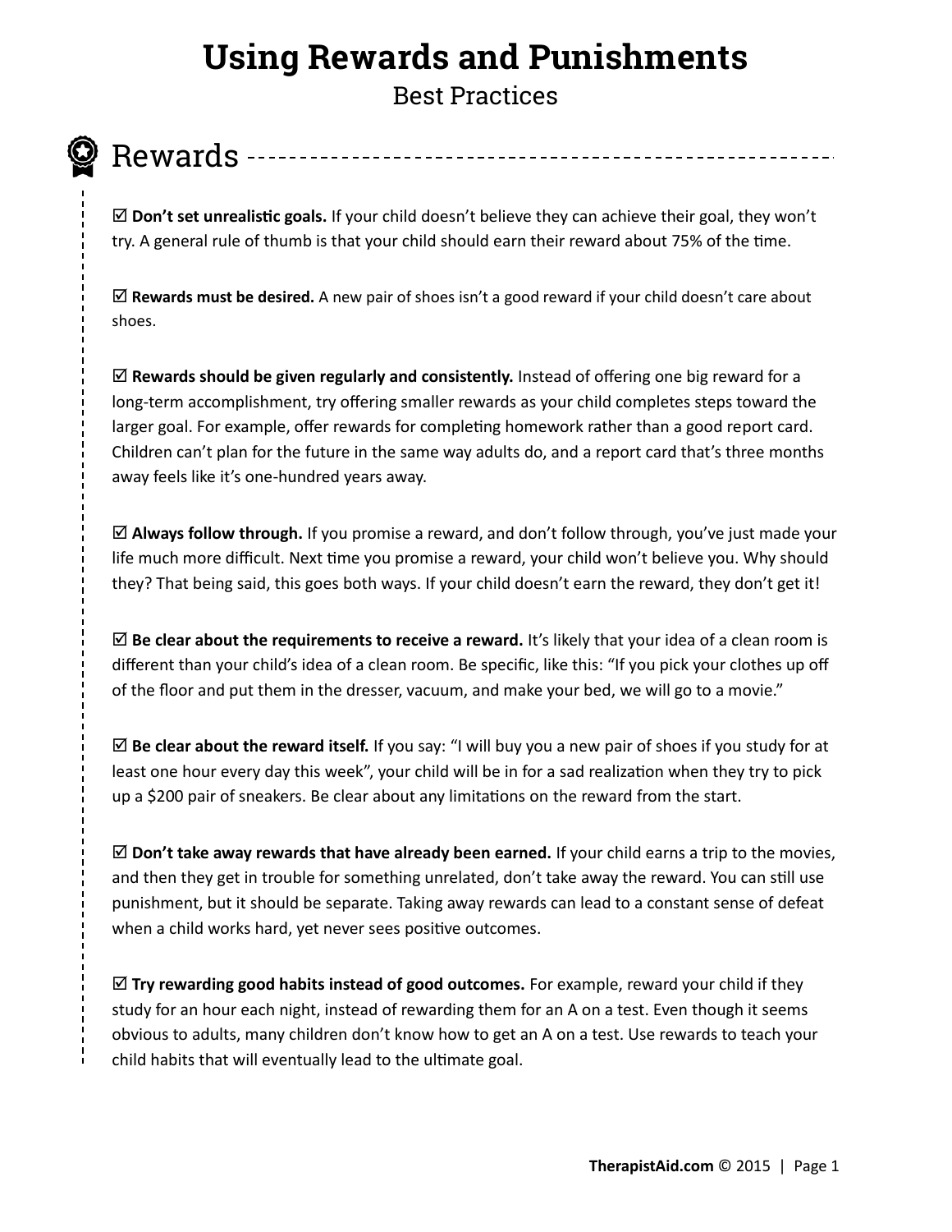# Using Rewards and Punishments

Best Practices

## Rewards

☑ **Don't set unrealistic goals.** If your child doesn't believe they can achieve their goal, they won't try. A general rule of thumb is that your child should earn their reward about 75% of the time.

☑ **Rewards must be desired.** A new pair of shoes isn't a good reward if your child doesn't care about shoes.

☑ **Rewards should be given regularly and consistently.** Instead of offering one big reward for a long-term accomplishment, try offering smaller rewards as your child completes steps toward the larger goal. For example, offer rewards for completing homework rather than a good report card. Children can't plan for the future in the same way adults do, and a report card that's three months away feels like it's one-hundred years away.

☑ **Always follow through.** If you promise a reward, and don't follow through, you've just made your life much more difficult. Next time you promise a reward, your child won't believe you. Why should they? That being said, this goes both ways. If your child doesn't earn the reward, they don't get it!

☑ **Be clear about the requirements to receive a reward.** It's likely that your idea of a clean room is different than your child's idea of a clean room. Be specific, like this: "If you pick your clothes up off of the floor and put them in the dresser, vacuum, and make your bed, we will go to a movie."

☑ **Be clear about the reward itself.** If you say: "I will buy you a new pair of shoes if you study for at least one hour every day this week", your child will be in for a sad realization when they try to pick up a $200 pair of sneakers. Be clear about any limitations on the reward from the start.

☑ **Don't take away rewards that have already been earned.** If your child earns a trip to the movies, and then they get in trouble for something unrelated, don't take away the reward. You can still use punishment, but it should be separate. Taking away rewards can lead to a constant sense of defeat when a child works hard, yet never sees positive outcomes.

☑ **Try rewarding good habits instead of good outcomes.** For example, reward your child if they study for an hour each night, instead of rewarding them for an A on a test. Even though it seems obvious to adults, many children don't know how to get an A on a test. Use rewards to teach your child habits that will eventually lead to the ultimate goal.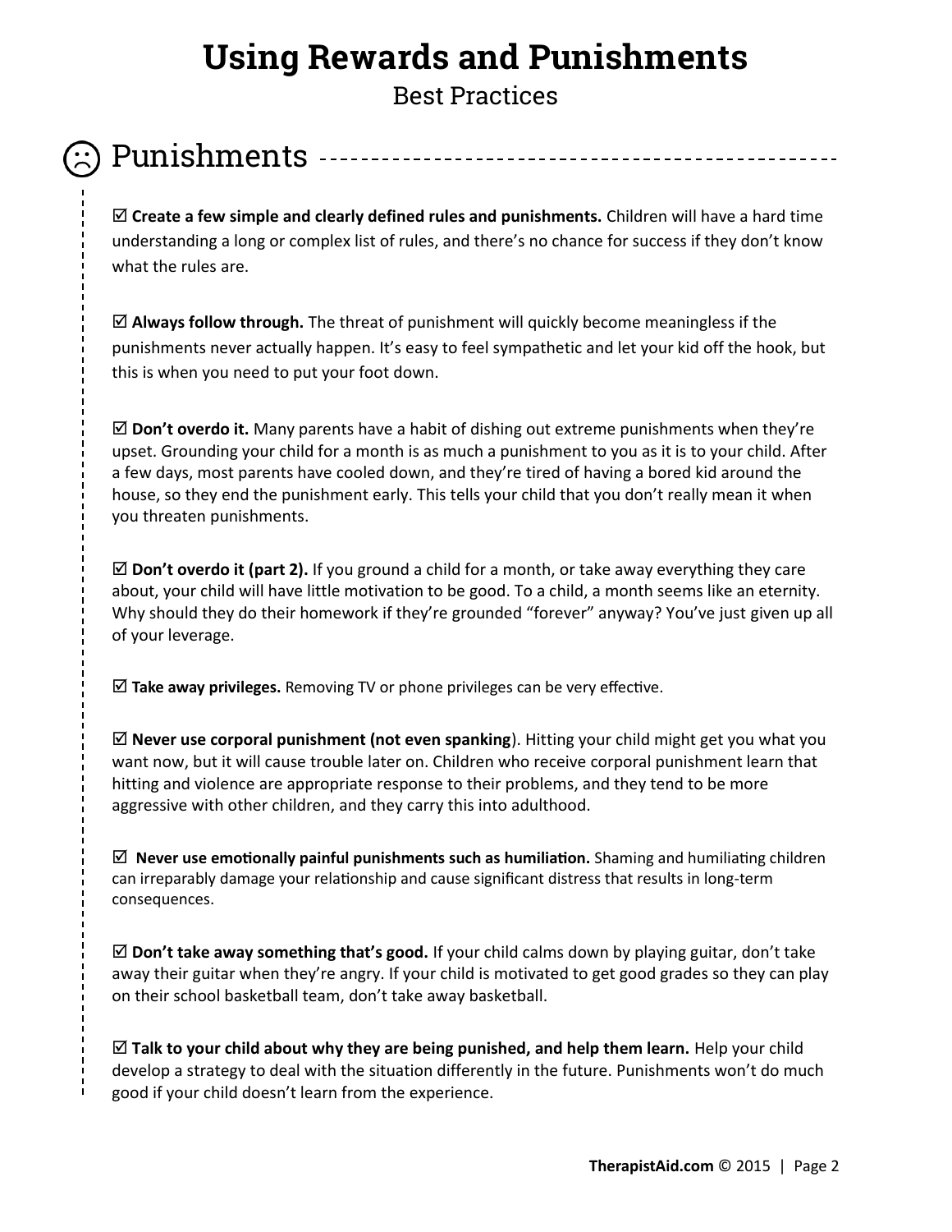# Using Rewards and Punishments

Best Practices

## ☹ Punishments

☑ **Create a few simple and clearly defined rules and punishments.** Children will have a hard time understanding a long or complex list of rules, and there's no chance for success if they don't know what the rules are.

☑ **Always follow through.** The threat of punishment will quickly become meaningless if the punishments never actually happen. It's easy to feel sympathetic and let your kid off the hook, but this is when you need to put your foot down.

☑ **Don't overdo it.** Many parents have a habit of dishing out extreme punishments when they're upset. Grounding your child for a month is as much a punishment to you as it is to your child. After a few days, most parents have cooled down, and they're tired of having a bored kid around the house, so they end the punishment early. This tells your child that you don't really mean it when you threaten punishments.

☑ **Don't overdo it (part 2).** If you ground a child for a month, or take away everything they care about, your child will have little motivation to be good. To a child, a month seems like an eternity. Why should they do their homework if they're grounded "forever" anyway? You've just given up all of your leverage.

☑ **Take away privileges.** Removing TV or phone privileges can be very effective.

☑ **Never use corporal punishment (not even spanking**). Hitting your child might get you what you want now, but it will cause trouble later on. Children who receive corporal punishment learn that hitting and violence are appropriate response to their problems, and they tend to be more aggressive with other children, and they carry this into adulthood.

☑ **Never use emotionally painful punishments such as humiliation.** Shaming and humiliating children can irreparably damage your relationship and cause significant distress that results in long-term consequences.

☑ **Don't take away something that's good.** If your child calms down by playing guitar, don't take away their guitar when they're angry. If your child is motivated to get good grades so they can play on their school basketball team, don't take away basketball.

☑ **Talk to your child about why they are being punished, and help them learn.** Help your child develop a strategy to deal with the situation differently in the future. Punishments won't do much good if your child doesn't learn from the experience.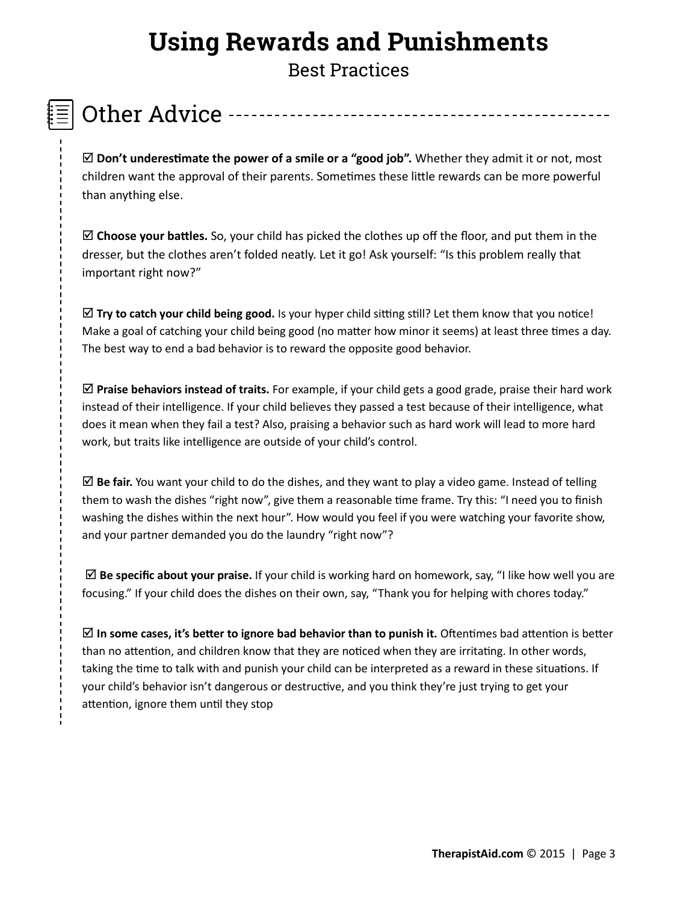# Using Rewards and Punishments

Best Practices

## Other Advice

☑ **Don't underestimate the power of a smile or a "good job".** Whether they admit it or not, most children want the approval of their parents. Sometimes these little rewards can be more powerful than anything else.

☑ **Choose your battles.** So, your child has picked the clothes up off the floor, and put them in the dresser, but the clothes aren't folded neatly. Let it go! Ask yourself: "Is this problem really that important right now?"

☑ **Try to catch your child being good.** Is your hyper child sitting still? Let them know that you notice! Make a goal of catching your child being good (no matter how minor it seems) at least three times a day. The best way to end a bad behavior is to reward the opposite good behavior.

☑ **Praise behaviors instead of traits.** For example, if your child gets a good grade, praise their hard work instead of their intelligence. If your child believes they passed a test because of their intelligence, what does it mean when they fail a test? Also, praising a behavior such as hard work will lead to more hard work, but traits like intelligence are outside of your child's control.

☑ **Be fair.** You want your child to do the dishes, and they want to play a video game. Instead of telling them to wash the dishes "right now", give them a reasonable time frame. Try this: "I need you to finish washing the dishes within the next hour". How would you feel if you were watching your favorite show, and your partner demanded you do the laundry "right now"?

☑ **Be specific about your praise.** If your child is working hard on homework, say, "I like how well you are focusing." If your child does the dishes on their own, say, "Thank you for helping with chores today."

☑ **In some cases, it's better to ignore bad behavior than to punish it.** Oftentimes bad attention is better than no attention, and children know that they are noticed when they are irritating. In other words, taking the time to talk with and punish your child can be interpreted as a reward in these situations. If your child's behavior isn't dangerous or destructive, and you think they're just trying to get your attention, ignore them until they stop

TherapistAid.com © 2015